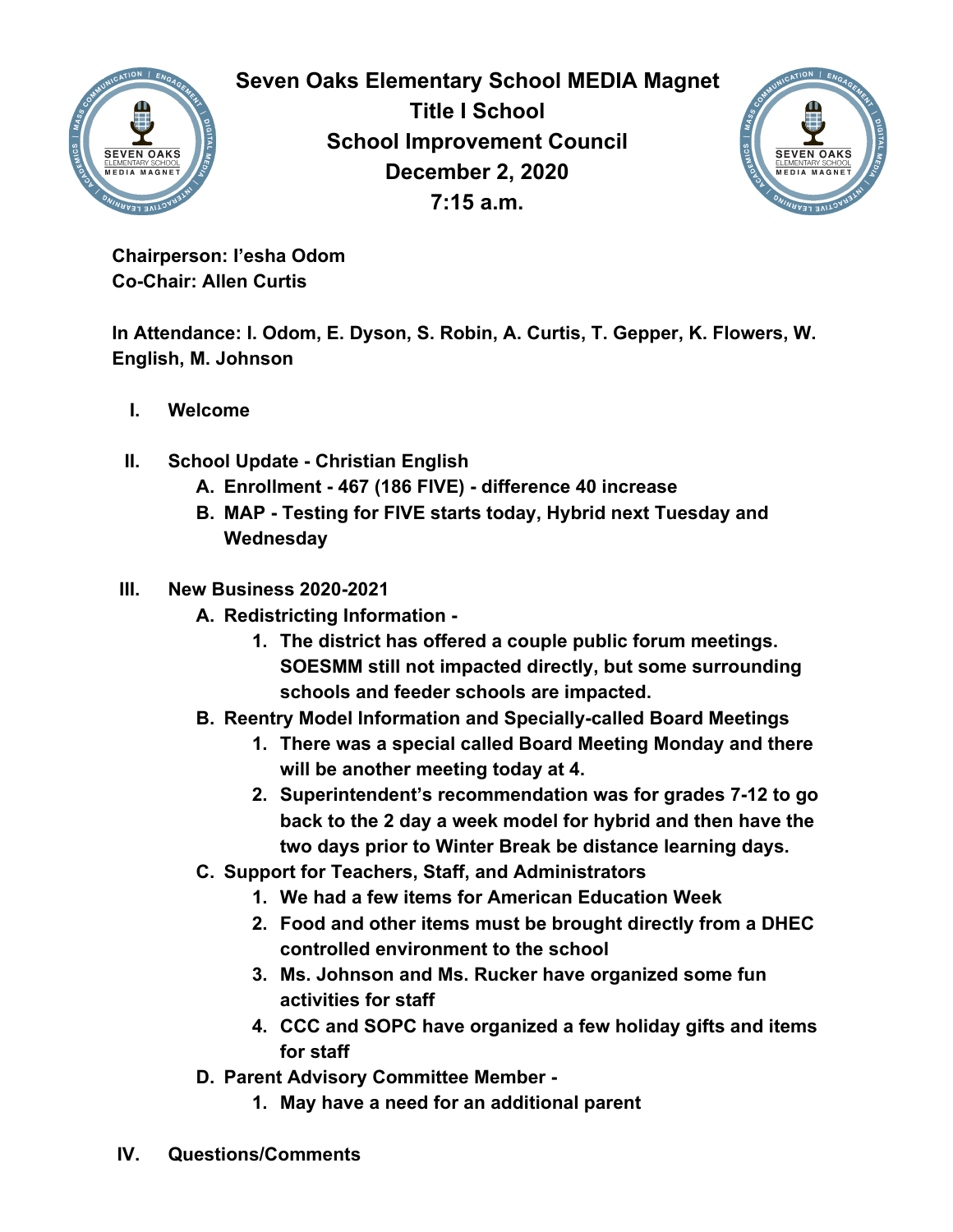# Seven Oaks Elementary School MEDIA Magnet
## Title I School
## School Improvement Council
## December 2, 2020
## 7:15 a.m.

**Chairperson: I'esha Odom**
**Co-Chair: Allen Curtis**

**In Attendance: I. Odom, E. Dyson, S. Robin, A. Curtis, T. Gepper, K. Flowers, W. English, M. Johnson**

I. **Welcome**

II. **School Update - Christian English**
   A. **Enrollment - 467 (186 FIVE) - difference 40 increase**
   B. **MAP - Testing for FIVE starts today, Hybrid next Tuesday and Wednesday**

III. **New Business 2020-2021**
   A. **Redistricting Information -**
      1. **The district has offered a couple public forum meetings. SOESMM still not impacted directly, but some surrounding schools and feeder schools are impacted.**
   B. **Reentry Model Information and Specially-called Board Meetings**
      1. **There was a special called Board Meeting Monday and there will be another meeting today at 4.**
      2. **Superintendent's recommendation was for grades 7-12 to go back to the 2 day a week model for hybrid and then have the two days prior to Winter Break be distance learning days.**
   C. **Support for Teachers, Staff, and Administrators**
      1. **We had a few items for American Education Week**
      2. **Food and other items must be brought directly from a DHEC controlled environment to the school**
      3. **Ms. Johnson and Ms. Rucker have organized some fun activities for staff**
      4. **CCC and SOPC have organized a few holiday gifts and items for staff**
   D. **Parent Advisory Committee Member -**
      1. **May have a need for an additional parent**

IV. **Questions/Comments**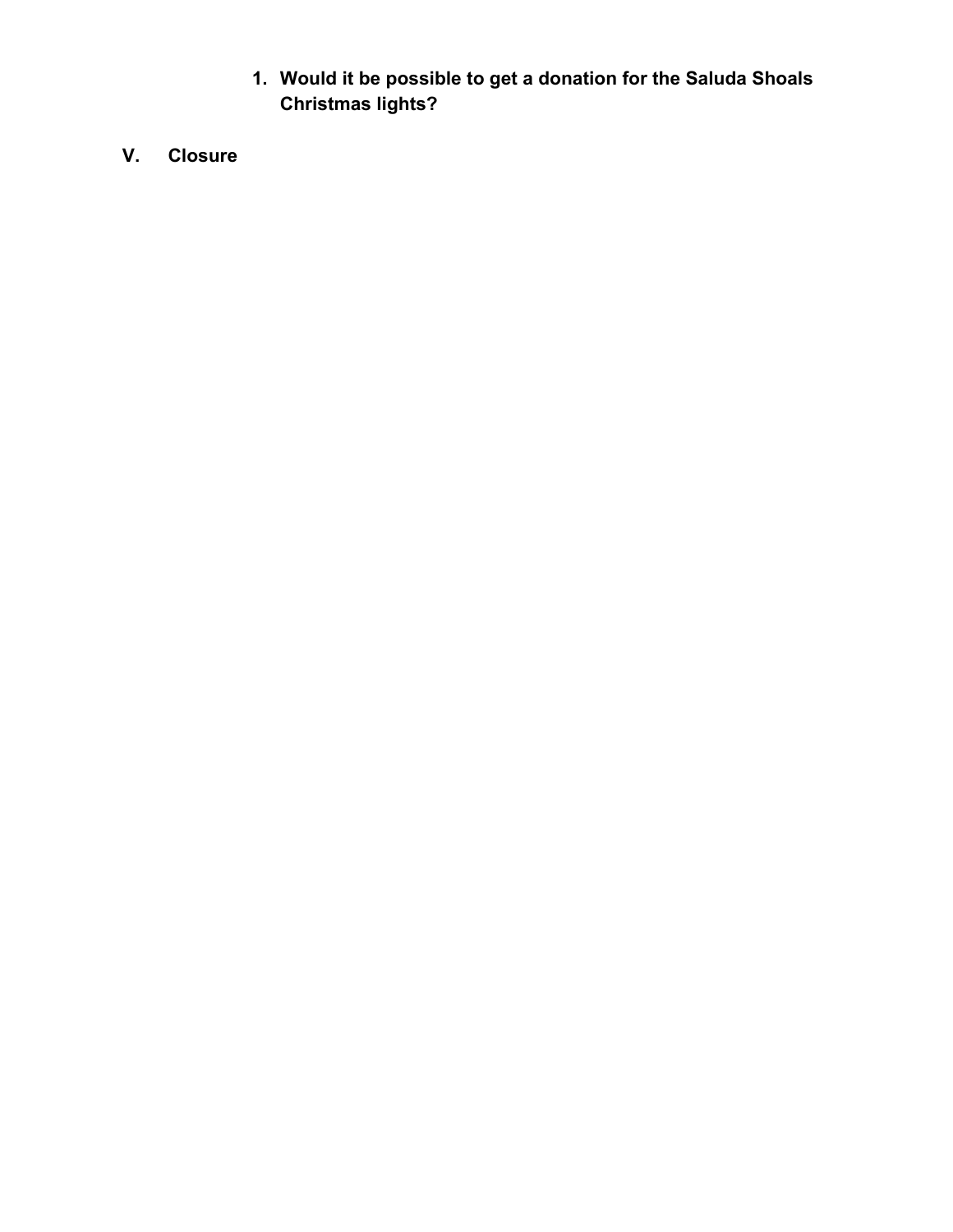1. **Would it be possible to get a donation for the Saluda Shoals Christmas lights?**

**V. Closure**